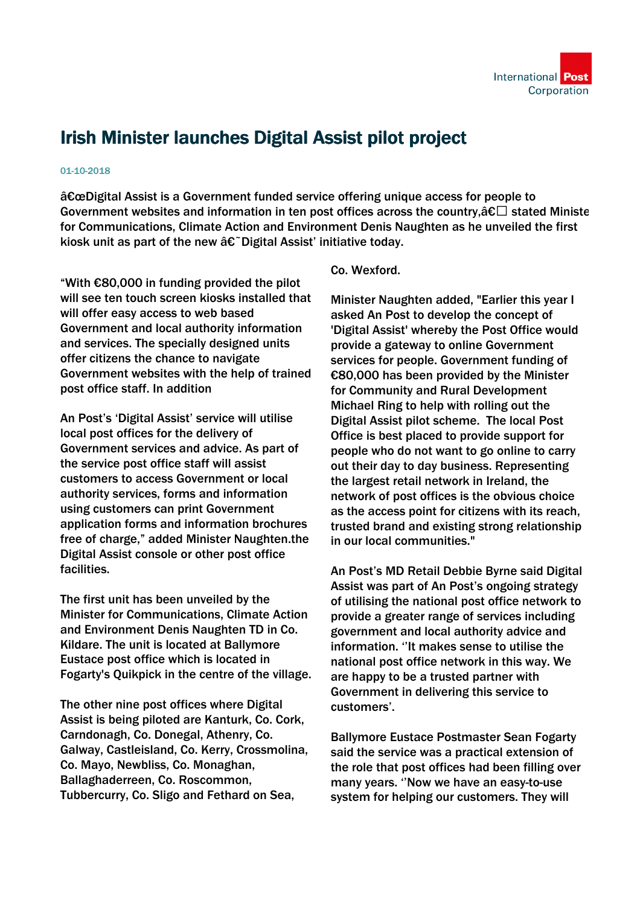# Irish Minister launches Digital Assist pilot project

01-10-2018

**â€œDigital Assist is a Government funded service offering unique access for people to Government websites and information in ten post offices across the country,â€ stated Minister for Communications, Climate Action and Environment Denis Naughten as he unveiled the first kiosk unit as part of the new â€˜Digital Assist' initiative today.**

"With €80,000 in funding provided the pilot will see ten touch screen kiosks installed that will offer easy access to web based Government and local authority information and services. The specially designed units offer citizens the chance to navigate Government websites with the help of trained post office staff. In addition

An Post's 'Digital Assist' service will utilise local post offices for the delivery of Government services and advice. As part of the service post office staff will assist customers to access Government or local authority services, forms and information using customers can print Government application forms and information brochures free of charge," added Minister Naughten.the Digital Assist console or other post office facilities.

The first unit has been unveiled by the Minister for Communications, Climate Action and Environment Denis Naughten TD in Co. Kildare. The unit is located at Ballymore Eustace post office which is located in Fogarty's Quikpick in the centre of the village.

The other nine post offices where Digital Assist is being piloted are Kanturk, Co. Cork, Carndonagh, Co. Donegal, Athenry, Co. Galway, Castleisland, Co. Kerry, Crossmolina, Co. Mayo, Newbliss, Co. Monaghan, Ballaghaderreen, Co. Roscommon, Tubbercurry, Co. Sligo and Fethard on Sea, Co. Wexford.

Minister Naughten added, "Earlier this year I asked An Post to develop the concept of 'Digital Assist' whereby the Post Office would provide a gateway to online Government services for people. Government funding of €80,000 has been provided by the Minister for Community and Rural Development Michael Ring to help with rolling out the Digital Assist pilot scheme. The local Post Office is best placed to provide support for people who do not want to go online to carry out their day to day business. Representing the largest retail network in Ireland, the network of post offices is the obvious choice as the access point for citizens with its reach, trusted brand and existing strong relationship in our local communities."

An Post's MD Retail Debbie Byrne said Digital Assist was part of An Post's ongoing strategy of utilising the national post office network to provide a greater range of services including government and local authority advice and information. ''It makes sense to utilise the national post office network in this way. We are happy to be a trusted partner with Government in delivering this service to customers'.

Ballymore Eustace Postmaster Sean Fogarty said the service was a practical extension of the role that post offices had been filling over many years. ''Now we have an easy-to-use system for helping our customers. They will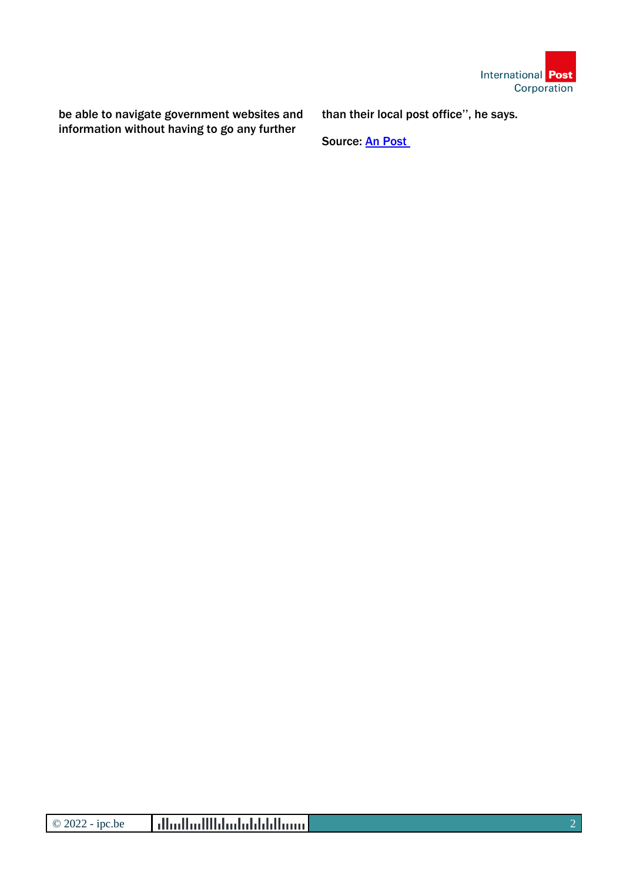be able to navigate government websites and information without having to go any further than their local post office'', he says.

Source: [An Post](#)